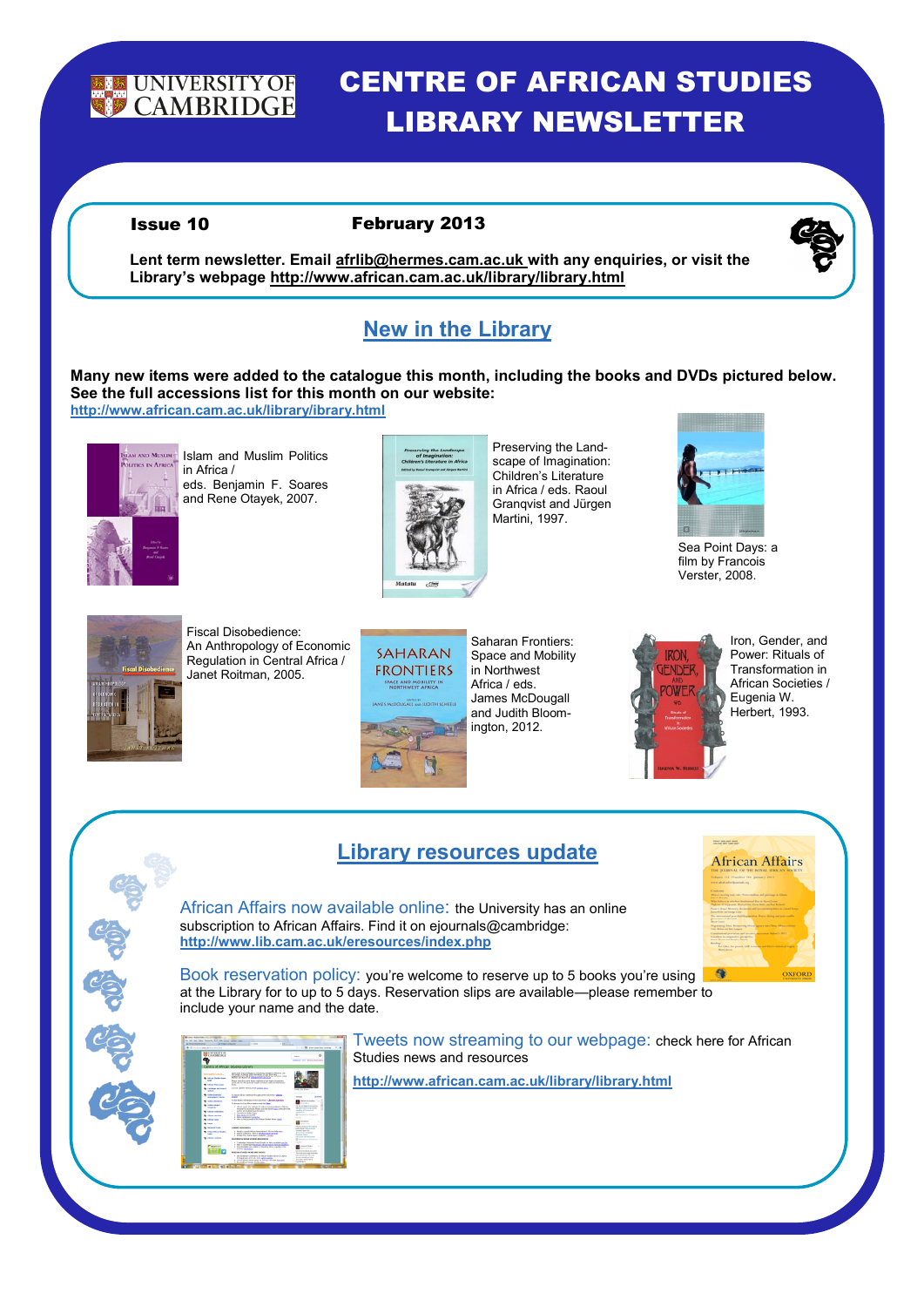UNIVERSITY OF CAMBRIDGE

# CENTRE OF AFRICAN STUDIES LIBRARY NEWSLETTER

**Issue 10** **February 2013**

**Lent term newsletter. Email afrlib@hermes.cam.ac.uk with any enquiries, or visit the Library's webpage http://www.african.cam.ac.uk/library/library.html**

## New in the Library

**Many new items were added to the catalogue this month, including the books and DVDs pictured below. See the full accessions list for this month on our website:**
**http://www.african.cam.ac.uk/library/ibrary.html**

Islam and Muslim Politics in Africa / eds. Benjamin F. Soares and Rene Otayek, 2007.

Preserving the Landscape of Imagination: Children's Literature in Africa / eds. Raoul Granqvist and Jürgen Martini, 1997.

Sea Point Days: a film by Francois Verster, 2008.

Fiscal Disobedience: An Anthropology of Economic Regulation in Central Africa / Janet Roitman, 2005.

Saharan Frontiers: Space and Mobility in Northwest Africa / eds. James McDougall and Judith Bloomington, 2012.

Iron, Gender, and Power: Rituals of Transformation in African Societies / Eugenia W. Herbert, 1993.

## Library resources update

African Affairs now available online: the University has an online subscription to African Affairs. Find it on ejournals@cambridge: **http://www.lib.cam.ac.uk/eresources/index.php**

Book reservation policy: you're welcome to reserve up to 5 books you're using at the Library for to up to 5 days. Reservation slips are available—please remember to include your name and the date.

Tweets now streaming to our webpage: check here for African Studies news and resources

**http://www.african.cam.ac.uk/library/library.html**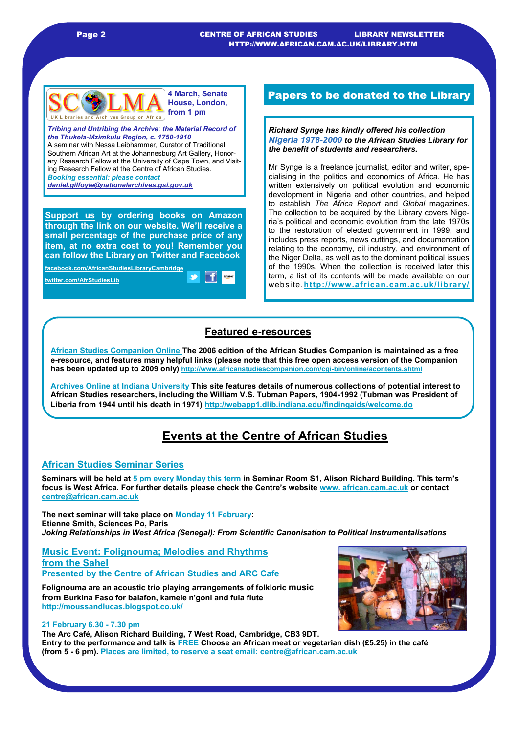**SCOLMA** — UK Libraries and Archives Group on Africa

**4 March, Senate House, London, from 1 pm**

***Tribing and Untribing the Archive*: *the Material Record of the Thukela-Mzimkulu Region, c. 1750-1910***

A seminar with Nessa Leibhammer, Curator of Traditional Southern African Art at the Johannesburg Art Gallery, Honorary Research Fellow at the University of Cape Town, and Visiting Research Fellow at the Centre of African Studies.

***Booking essential: please contact daniel.gilfoyle@nationalarchives.gsi.gov.uk***

**Support us by ordering books on Amazon through the link on our website. We'll receive a small percentage of the purchase price of any item, at no extra cost to you! Remember you can follow the Library on Twitter and Facebook**

facebook.com/AfricanStudiesLibraryCambridge

twitter.com/AfrStudiesLib

## Papers to be donated to the Library

***Richard Synge has kindly offered his collection Nigeria 1978-2000 to the African Studies Library for the benefit of students and researchers.***

Mr Synge is a freelance journalist, editor and writer, specialising in the politics and economics of Africa. He has written extensively on political evolution and economic development in Nigeria and other countries, and helped to establish *The Africa Report* and *Global* magazines. The collection to be acquired by the Library covers Nigeria's political and economic evolution from the late 1970s to the restoration of elected government in 1999, and includes press reports, news cuttings, and documentation relating to the economy, oil industry, and environment of the Niger Delta, as well as to the dominant political issues of the 1990s. When the collection is received later this term, a list of its contents will be made available on our website. **http://www.african.cam.ac.uk/library/**

## Featured e-resources

**African Studies Companion Online The 2006 edition of the African Studies Companion is maintained as a free e-resource, and features many helpful links (please note that this free open access version of the Companion has been updated up to 2009 only) http://www.africanstudiescompanion.com/cgi-bin/online/acontents.shtml**

**Archives Online at Indiana University This site features details of numerous collections of potential interest to African Studies researchers, including the William V.S. Tubman Papers, 1904-1992 (Tubman was President of Liberia from 1944 until his death in 1971) http://webapp1.dlib.indiana.edu/findingaids/welcome.do**

## Events at the Centre of African Studies

### African Studies Seminar Series

**Seminars will be held at 5 pm every Monday this term in Seminar Room S1, Alison Richard Building. This term's focus is West Africa. For further details please check the Centre's website www. african.cam.ac.uk or contact centre@african.cam.ac.uk**

**The next seminar will take place on Monday 11 February:**
**Etienne Smith, Sciences Po, Paris**
***Joking Relationships in West Africa (Senegal): From Scientific Canonisation to Political Instrumentalisations***

### Music Event: Folignouma; Melodies and Rhythms from the Sahel

**Presented by the Centre of African Studies and ARC Cafe**

**Folignouma are an acoustic trio playing arrangements of folkloric music from Burkina Faso for balafon, kamele n'goni and fula flute**
**http://moussandlucas.blogspot.co.uk/**

**21 February 6.30 - 7.30 pm**
**The Arc Café, Alison Richard Building, 7 West Road, Cambridge, CB3 9DT.**
**Entry to the performance and talk is FREE Choose an African meat or vegetarian dish (£5.25) in the café (from 5 - 6 pm). Places are limited, to reserve a seat email: centre@african.cam.ac.uk**